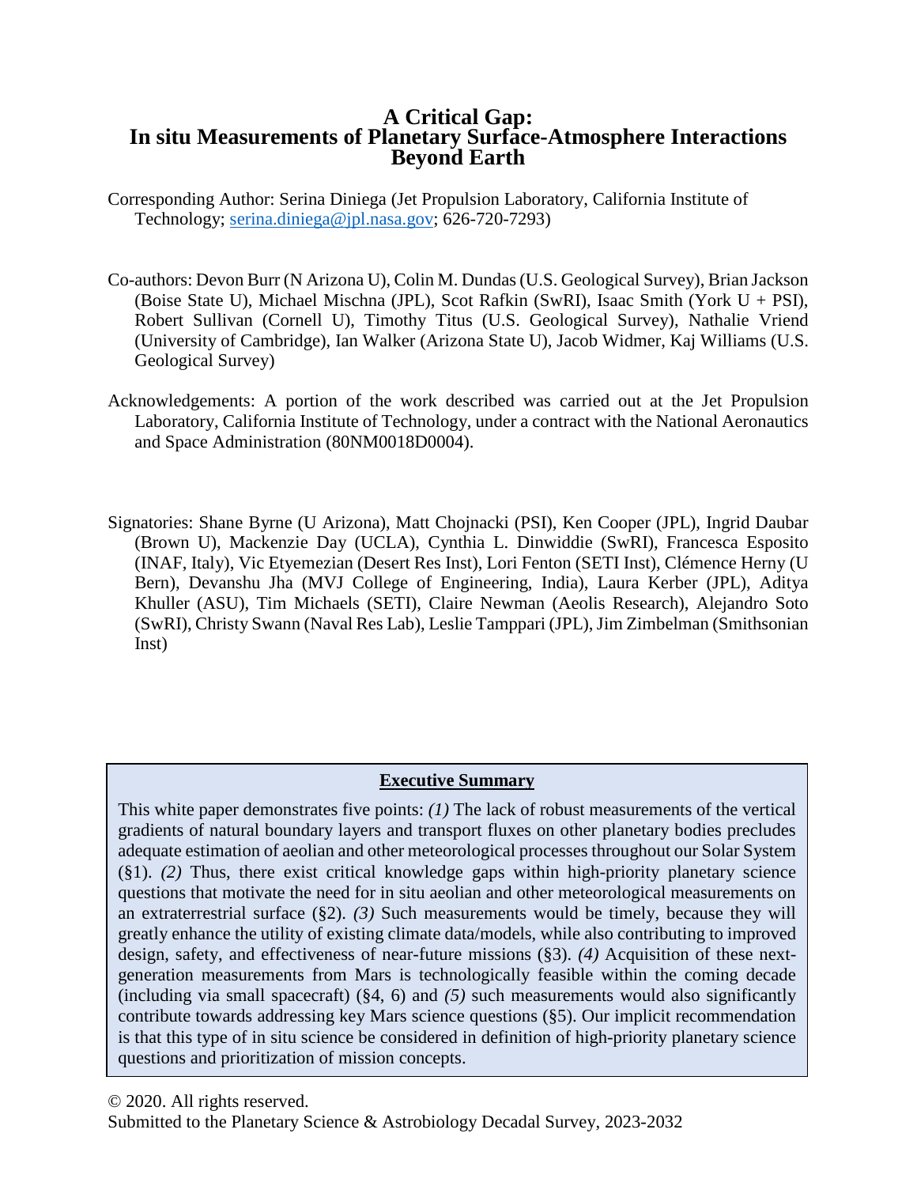# A Critical Gap:
# In situ Measurements of Planetary Surface-Atmosphere Interactions Beyond Earth

Corresponding Author: Serina Diniega (Jet Propulsion Laboratory, California Institute of Technology; serina.diniega@jpl.nasa.gov; 626-720-7293)

Co-authors: Devon Burr (N Arizona U), Colin M. Dundas (U.S. Geological Survey), Brian Jackson (Boise State U), Michael Mischna (JPL), Scot Rafkin (SwRI), Isaac Smith (York U + PSI), Robert Sullivan (Cornell U), Timothy Titus (U.S. Geological Survey), Nathalie Vriend (University of Cambridge), Ian Walker (Arizona State U), Jacob Widmer, Kaj Williams (U.S. Geological Survey)

Acknowledgements: A portion of the work described was carried out at the Jet Propulsion Laboratory, California Institute of Technology, under a contract with the National Aeronautics and Space Administration (80NM0018D0004).

Signatories: Shane Byrne (U Arizona), Matt Chojnacki (PSI), Ken Cooper (JPL), Ingrid Daubar (Brown U), Mackenzie Day (UCLA), Cynthia L. Dinwiddie (SwRI), Francesca Esposito (INAF, Italy), Vic Etyemezian (Desert Res Inst), Lori Fenton (SETI Inst), Clémence Herny (U Bern), Devanshu Jha (MVJ College of Engineering, India), Laura Kerber (JPL), Aditya Khuller (ASU), Tim Michaels (SETI), Claire Newman (Aeolis Research), Alejandro Soto (SwRI), Christy Swann (Naval Res Lab), Leslie Tamppari (JPL), Jim Zimbelman (Smithsonian Inst)

**Executive Summary**

This white paper demonstrates five points: *(1)* The lack of robust measurements of the vertical gradients of natural boundary layers and transport fluxes on other planetary bodies precludes adequate estimation of aeolian and other meteorological processes throughout our Solar System (§1). *(2)* Thus, there exist critical knowledge gaps within high-priority planetary science questions that motivate the need for in situ aeolian and other meteorological measurements on an extraterrestrial surface (§2). *(3)* Such measurements would be timely, because they will greatly enhance the utility of existing climate data/models, while also contributing to improved design, safety, and effectiveness of near-future missions (§3). *(4)* Acquisition of these next-generation measurements from Mars is technologically feasible within the coming decade (including via small spacecraft) (§4, 6) and *(5)* such measurements would also significantly contribute towards addressing key Mars science questions (§5). Our implicit recommendation is that this type of in situ science be considered in definition of high-priority planetary science questions and prioritization of mission concepts.

© 2020. All rights reserved.
Submitted to the Planetary Science & Astrobiology Decadal Survey, 2023-2032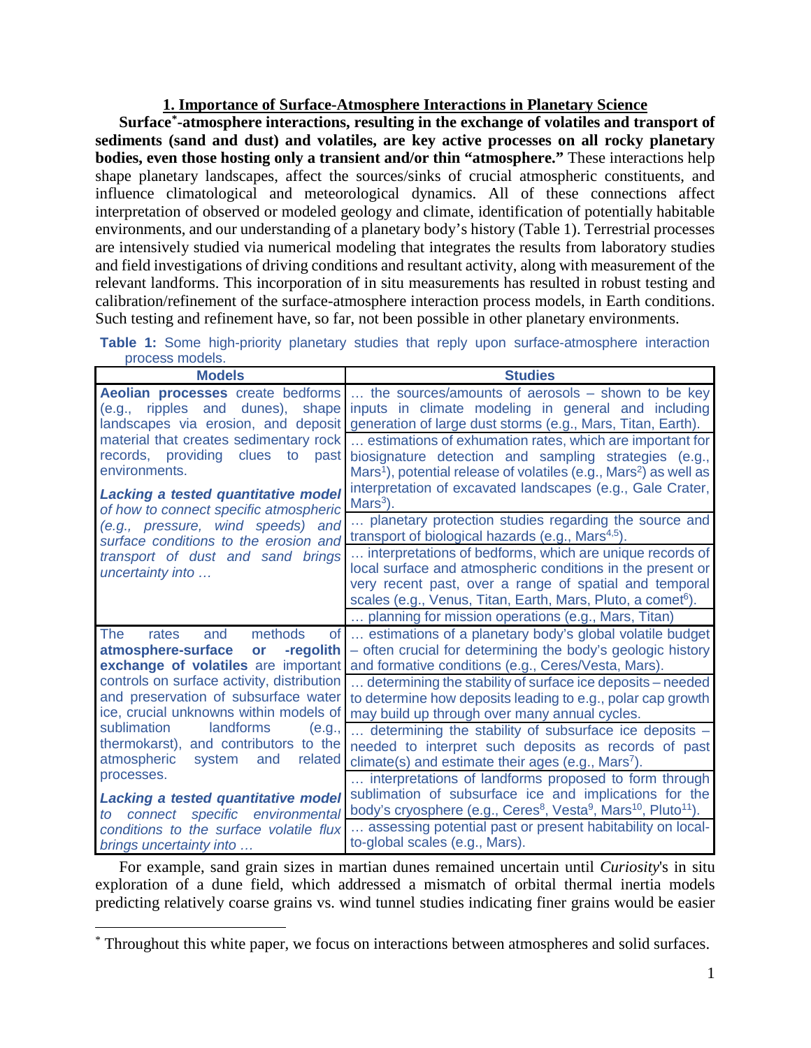## 1. Importance of Surface-Atmosphere Interactions in Planetary Science

**Surface*-atmosphere interactions, resulting in the exchange of volatiles and transport of sediments (sand and dust) and volatiles, are key active processes on all rocky planetary bodies, even those hosting only a transient and/or thin "atmosphere."** These interactions help shape planetary landscapes, affect the sources/sinks of crucial atmospheric constituents, and influence climatological and meteorological dynamics. All of these connections affect interpretation of observed or modeled geology and climate, identification of potentially habitable environments, and our understanding of a planetary body's history (Table 1). Terrestrial processes are intensively studied via numerical modeling that integrates the results from laboratory studies and field investigations of driving conditions and resultant activity, along with measurement of the relevant landforms. This incorporation of in situ measurements has resulted in robust testing and calibration/refinement of the surface-atmosphere interaction process models, in Earth conditions. Such testing and refinement have, so far, not been possible in other planetary environments.

**Table 1:** Some high-priority planetary studies that reply upon surface-atmosphere interaction process models.

| Models | Studies |
| --- | --- |
| **Aeolian processes** create bedforms (e.g., ripples and dunes), shape landscapes via erosion, and deposit material that creates sedimentary rock records, providing clues to past environments. ***Lacking a tested quantitative model*** *of how to connect specific atmospheric (e.g., pressure, wind speeds) and surface conditions to the erosion and transport of dust and sand brings uncertainty into …* | … the sources/amounts of aerosols – shown to be key inputs in climate modeling in general and including generation of large dust storms (e.g., Mars, Titan, Earth). |
| | … estimations of exhumation rates, which are important for biosignature detection and sampling strategies (e.g., Mars[1]), potential release of volatiles (e.g., Mars[2]) as well as interpretation of excavated landscapes (e.g., Gale Crater, Mars[3]). |
| | … planetary protection studies regarding the source and transport of biological hazards (e.g., Mars[4,5]). |
| | … interpretations of bedforms, which are unique records of local surface and atmospheric conditions in the present or very recent past, over a range of spatial and temporal scales (e.g., Venus, Titan, Earth, Mars, Pluto, a comet[6]). |
| | … planning for mission operations (e.g., Mars, Titan) |
| The rates and methods of **atmosphere-surface or -regolith exchange of volatiles** are important controls on surface activity, distribution and preservation of subsurface water ice, crucial unknowns within models of sublimation landforms (e.g., thermokarst), and contributors to the atmospheric system and related processes. ***Lacking a tested quantitative model*** *to connect specific environmental conditions to the surface volatile flux brings uncertainty into …* | … estimations of a planetary body's global volatile budget – often crucial for determining the body's geologic history and formative conditions (e.g., Ceres/Vesta, Mars). |
| | … determining the stability of surface ice deposits – needed to determine how deposits leading to e.g., polar cap growth may build up through over many annual cycles. |
| | … determining the stability of subsurface ice deposits – needed to interpret such deposits as records of past climate(s) and estimate their ages (e.g., Mars[7]). |
| | … interpretations of landforms proposed to form through sublimation of subsurface ice and implications for the body's cryosphere (e.g., Ceres[8], Vesta[9], Mars[10], Pluto[11]). |
| | … assessing potential past or present habitability on local-to-global scales (e.g., Mars). |

For example, sand grain sizes in martian dunes remained uncertain until *Curiosity*'s in situ exploration of a dune field, which addressed a mismatch of orbital thermal inertia models predicting relatively coarse grains vs. wind tunnel studies indicating finer grains would be easier

\* Throughout this white paper, we focus on interactions between atmospheres and solid surfaces.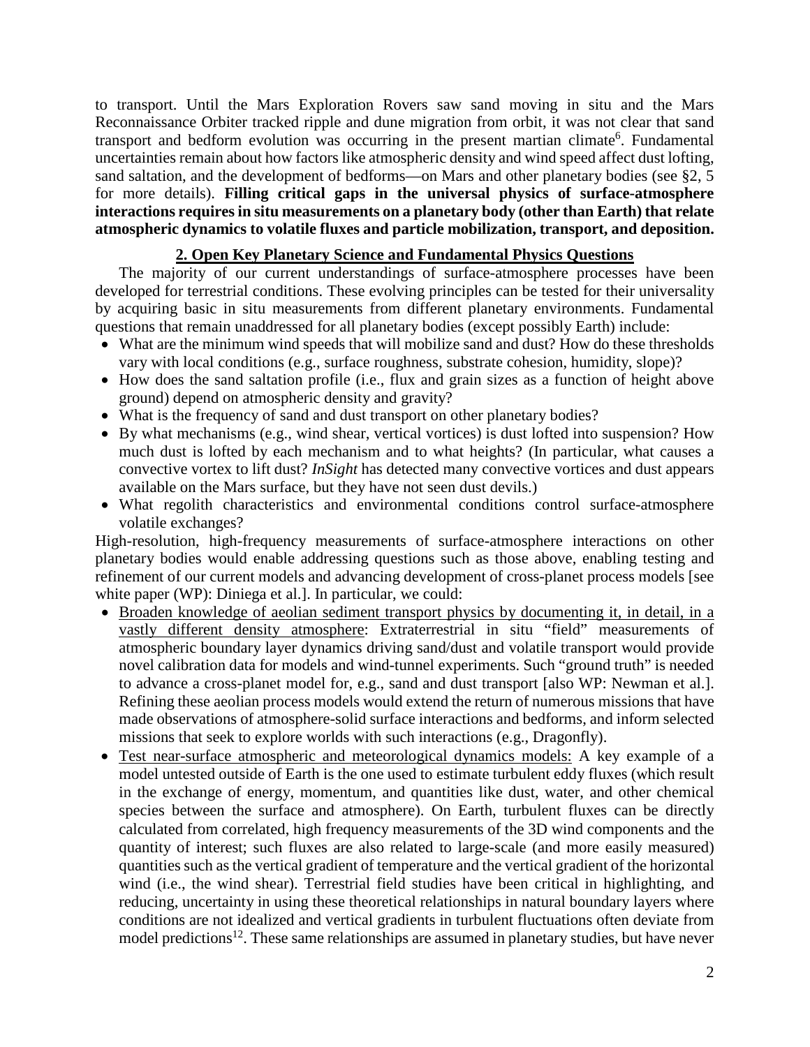to transport. Until the Mars Exploration Rovers saw sand moving in situ and the Mars Reconnaissance Orbiter tracked ripple and dune migration from orbit, it was not clear that sand transport and bedform evolution was occurring in the present martian climate[6]. Fundamental uncertainties remain about how factors like atmospheric density and wind speed affect dust lofting, sand saltation, and the development of bedforms—on Mars and other planetary bodies (see §2, 5 for more details). **Filling critical gaps in the universal physics of surface-atmosphere interactions requires in situ measurements on a planetary body (other than Earth) that relate atmospheric dynamics to volatile fluxes and particle mobilization, transport, and deposition.**

## 2. Open Key Planetary Science and Fundamental Physics Questions

The majority of our current understandings of surface-atmosphere processes have been developed for terrestrial conditions. These evolving principles can be tested for their universality by acquiring basic in situ measurements from different planetary environments. Fundamental questions that remain unaddressed for all planetary bodies (except possibly Earth) include:

- What are the minimum wind speeds that will mobilize sand and dust? How do these thresholds vary with local conditions (e.g., surface roughness, substrate cohesion, humidity, slope)?
- How does the sand saltation profile (i.e., flux and grain sizes as a function of height above ground) depend on atmospheric density and gravity?
- What is the frequency of sand and dust transport on other planetary bodies?
- By what mechanisms (e.g., wind shear, vertical vortices) is dust lofted into suspension? How much dust is lofted by each mechanism and to what heights? (In particular, what causes a convective vortex to lift dust? *InSight* has detected many convective vortices and dust appears available on the Mars surface, but they have not seen dust devils.)
- What regolith characteristics and environmental conditions control surface-atmosphere volatile exchanges?

High-resolution, high-frequency measurements of surface-atmosphere interactions on other planetary bodies would enable addressing questions such as those above, enabling testing and refinement of our current models and advancing development of cross-planet process models [see white paper (WP): Diniega et al.]. In particular, we could:

- Broaden knowledge of aeolian sediment transport physics by documenting it, in detail, in a vastly different density atmosphere: Extraterrestrial in situ "field" measurements of atmospheric boundary layer dynamics driving sand/dust and volatile transport would provide novel calibration data for models and wind-tunnel experiments. Such "ground truth" is needed to advance a cross-planet model for, e.g., sand and dust transport [also WP: Newman et al.]. Refining these aeolian process models would extend the return of numerous missions that have made observations of atmosphere-solid surface interactions and bedforms, and inform selected missions that seek to explore worlds with such interactions (e.g., Dragonfly).
- Test near-surface atmospheric and meteorological dynamics models: A key example of a model untested outside of Earth is the one used to estimate turbulent eddy fluxes (which result in the exchange of energy, momentum, and quantities like dust, water, and other chemical species between the surface and atmosphere). On Earth, turbulent fluxes can be directly calculated from correlated, high frequency measurements of the 3D wind components and the quantity of interest; such fluxes are also related to large-scale (and more easily measured) quantities such as the vertical gradient of temperature and the vertical gradient of the horizontal wind (i.e., the wind shear). Terrestrial field studies have been critical in highlighting, and reducing, uncertainty in using these theoretical relationships in natural boundary layers where conditions are not idealized and vertical gradients in turbulent fluctuations often deviate from model predictions[12]. These same relationships are assumed in planetary studies, but have never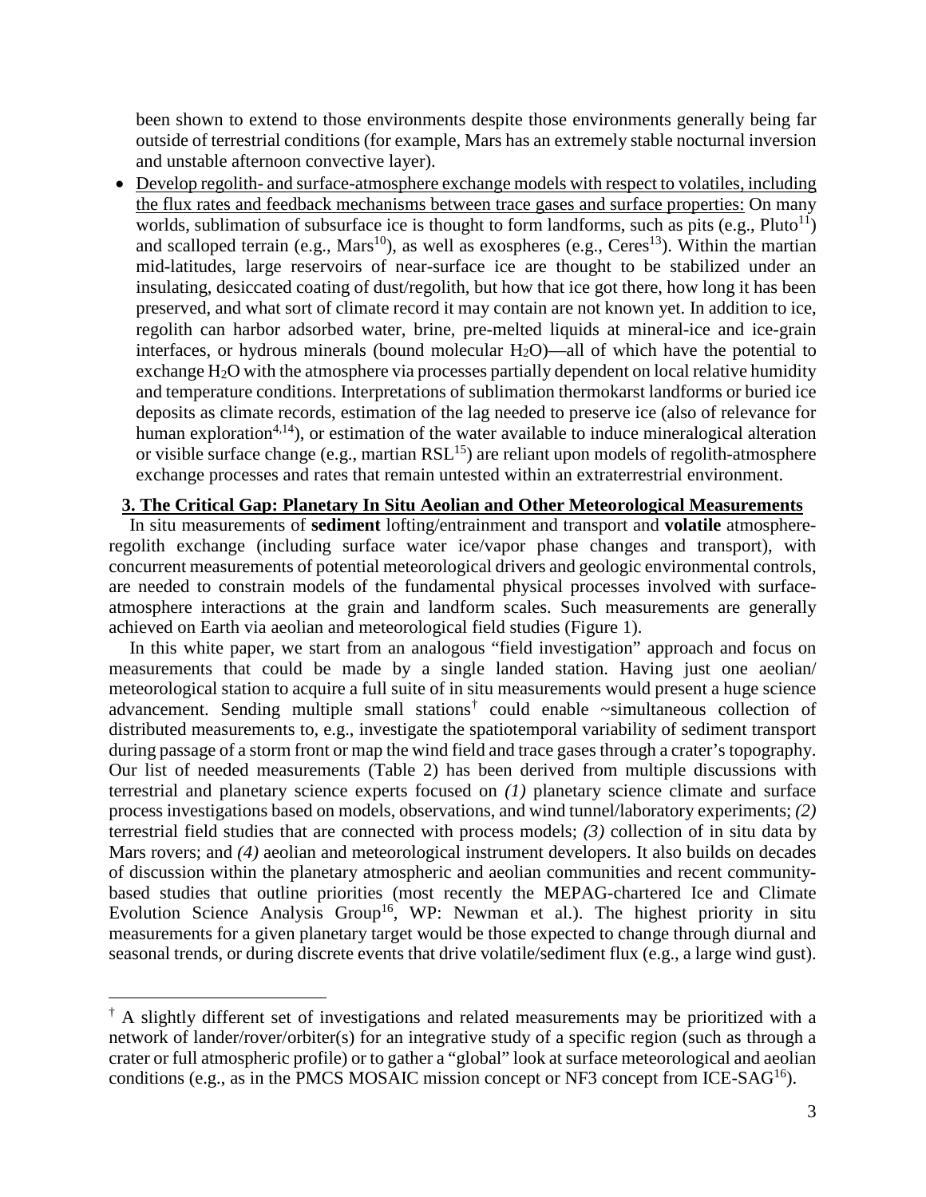been shown to extend to those environments despite those environments generally being far outside of terrestrial conditions (for example, Mars has an extremely stable nocturnal inversion and unstable afternoon convective layer).

- Develop regolith- and surface-atmosphere exchange models with respect to volatiles, including the flux rates and feedback mechanisms between trace gases and surface properties: On many worlds, sublimation of subsurface ice is thought to form landforms, such as pits (e.g., Pluto[11]) and scalloped terrain (e.g., Mars[10]), as well as exospheres (e.g., Ceres[13]). Within the martian mid-latitudes, large reservoirs of near-surface ice are thought to be stabilized under an insulating, desiccated coating of dust/regolith, but how that ice got there, how long it has been preserved, and what sort of climate record it may contain are not known yet. In addition to ice, regolith can harbor adsorbed water, brine, pre-melted liquids at mineral-ice and ice-grain interfaces, or hydrous minerals (bound molecular $H_2O$)—all of which have the potential to exchange $H_2O$ with the atmosphere via processes partially dependent on local relative humidity and temperature conditions. Interpretations of sublimation thermokarst landforms or buried ice deposits as climate records, estimation of the lag needed to preserve ice (also of relevance for human exploration[4,14]), or estimation of the water available to induce mineralogical alteration or visible surface change (e.g., martian RSL[15]) are reliant upon models of regolith-atmosphere exchange processes and rates that remain untested within an extraterrestrial environment.

## 3. The Critical Gap: Planetary In Situ Aeolian and Other Meteorological Measurements

In situ measurements of **sediment** lofting/entrainment and transport and **volatile** atmosphere-regolith exchange (including surface water ice/vapor phase changes and transport), with concurrent measurements of potential meteorological drivers and geologic environmental controls, are needed to constrain models of the fundamental physical processes involved with surface-atmosphere interactions at the grain and landform scales. Such measurements are generally achieved on Earth via aeolian and meteorological field studies (Figure 1).

In this white paper, we start from an analogous "field investigation" approach and focus on measurements that could be made by a single landed station. Having just one aeolian/ meteorological station to acquire a full suite of in situ measurements would present a huge science advancement. Sending multiple small stations[†] could enable ~simultaneous collection of distributed measurements to, e.g., investigate the spatiotemporal variability of sediment transport during passage of a storm front or map the wind field and trace gases through a crater's topography. Our list of needed measurements (Table 2) has been derived from multiple discussions with terrestrial and planetary science experts focused on *(1)* planetary science climate and surface process investigations based on models, observations, and wind tunnel/laboratory experiments; *(2)* terrestrial field studies that are connected with process models; *(3)* collection of in situ data by Mars rovers; and *(4)* aeolian and meteorological instrument developers. It also builds on decades of discussion within the planetary atmospheric and aeolian communities and recent community-based studies that outline priorities (most recently the MEPAG-chartered Ice and Climate Evolution Science Analysis Group[16], WP: Newman et al.). The highest priority in situ measurements for a given planetary target would be those expected to change through diurnal and seasonal trends, or during discrete events that drive volatile/sediment flux (e.g., a large wind gust).

---

[†] A slightly different set of investigations and related measurements may be prioritized with a network of lander/rover/orbiter(s) for an integrative study of a specific region (such as through a crater or full atmospheric profile) or to gather a "global" look at surface meteorological and aeolian conditions (e.g., as in the PMCS MOSAIC mission concept or NF3 concept from ICE-SAG[16]).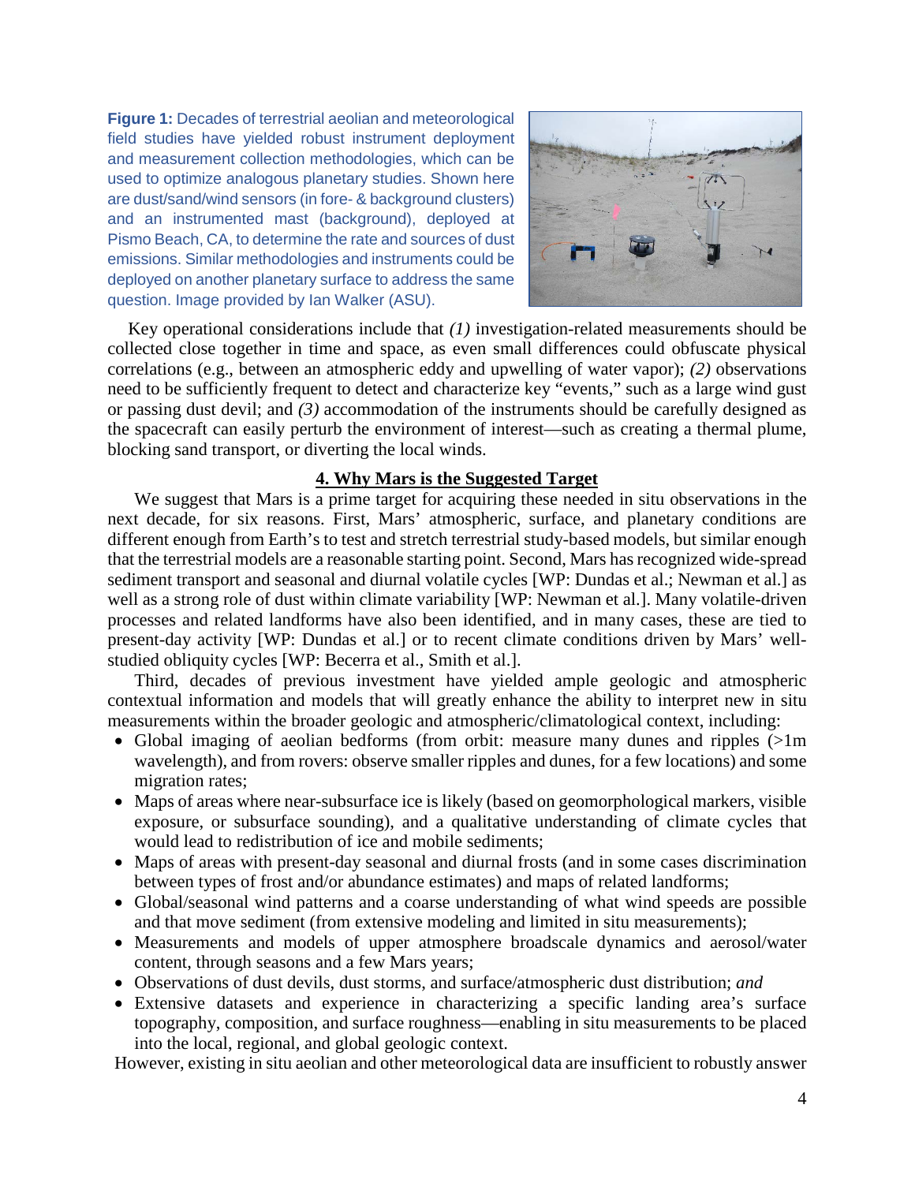**Figure 1:** Decades of terrestrial aeolian and meteorological field studies have yielded robust instrument deployment and measurement collection methodologies, which can be used to optimize analogous planetary studies. Shown here are dust/sand/wind sensors (in fore- & background clusters) and an instrumented mast (background), deployed at Pismo Beach, CA, to determine the rate and sources of dust emissions. Similar methodologies and instruments could be deployed on another planetary surface to address the same question. Image provided by Ian Walker (ASU).

Key operational considerations include that *(1)* investigation-related measurements should be collected close together in time and space, as even small differences could obfuscate physical correlations (e.g., between an atmospheric eddy and upwelling of water vapor); *(2)* observations need to be sufficiently frequent to detect and characterize key "events," such as a large wind gust or passing dust devil; and *(3)* accommodation of the instruments should be carefully designed as the spacecraft can easily perturb the environment of interest—such as creating a thermal plume, blocking sand transport, or diverting the local winds.

## 4. Why Mars is the Suggested Target

We suggest that Mars is a prime target for acquiring these needed in situ observations in the next decade, for six reasons. First, Mars' atmospheric, surface, and planetary conditions are different enough from Earth's to test and stretch terrestrial study-based models, but similar enough that the terrestrial models are a reasonable starting point. Second, Mars has recognized wide-spread sediment transport and seasonal and diurnal volatile cycles [WP: Dundas et al.; Newman et al.] as well as a strong role of dust within climate variability [WP: Newman et al.]. Many volatile-driven processes and related landforms have also been identified, and in many cases, these are tied to present-day activity [WP: Dundas et al.] or to recent climate conditions driven by Mars' well-studied obliquity cycles [WP: Becerra et al., Smith et al.].

Third, decades of previous investment have yielded ample geologic and atmospheric contextual information and models that will greatly enhance the ability to interpret new in situ measurements within the broader geologic and atmospheric/climatological context, including:

- Global imaging of aeolian bedforms (from orbit: measure many dunes and ripples (>1m wavelength), and from rovers: observe smaller ripples and dunes, for a few locations) and some migration rates;
- Maps of areas where near-subsurface ice is likely (based on geomorphological markers, visible exposure, or subsurface sounding), and a qualitative understanding of climate cycles that would lead to redistribution of ice and mobile sediments;
- Maps of areas with present-day seasonal and diurnal frosts (and in some cases discrimination between types of frost and/or abundance estimates) and maps of related landforms;
- Global/seasonal wind patterns and a coarse understanding of what wind speeds are possible and that move sediment (from extensive modeling and limited in situ measurements);
- Measurements and models of upper atmosphere broadscale dynamics and aerosol/water content, through seasons and a few Mars years;
- Observations of dust devils, dust storms, and surface/atmospheric dust distribution; *and*
- Extensive datasets and experience in characterizing a specific landing area's surface topography, composition, and surface roughness—enabling in situ measurements to be placed into the local, regional, and global geologic context.

However, existing in situ aeolian and other meteorological data are insufficient to robustly answer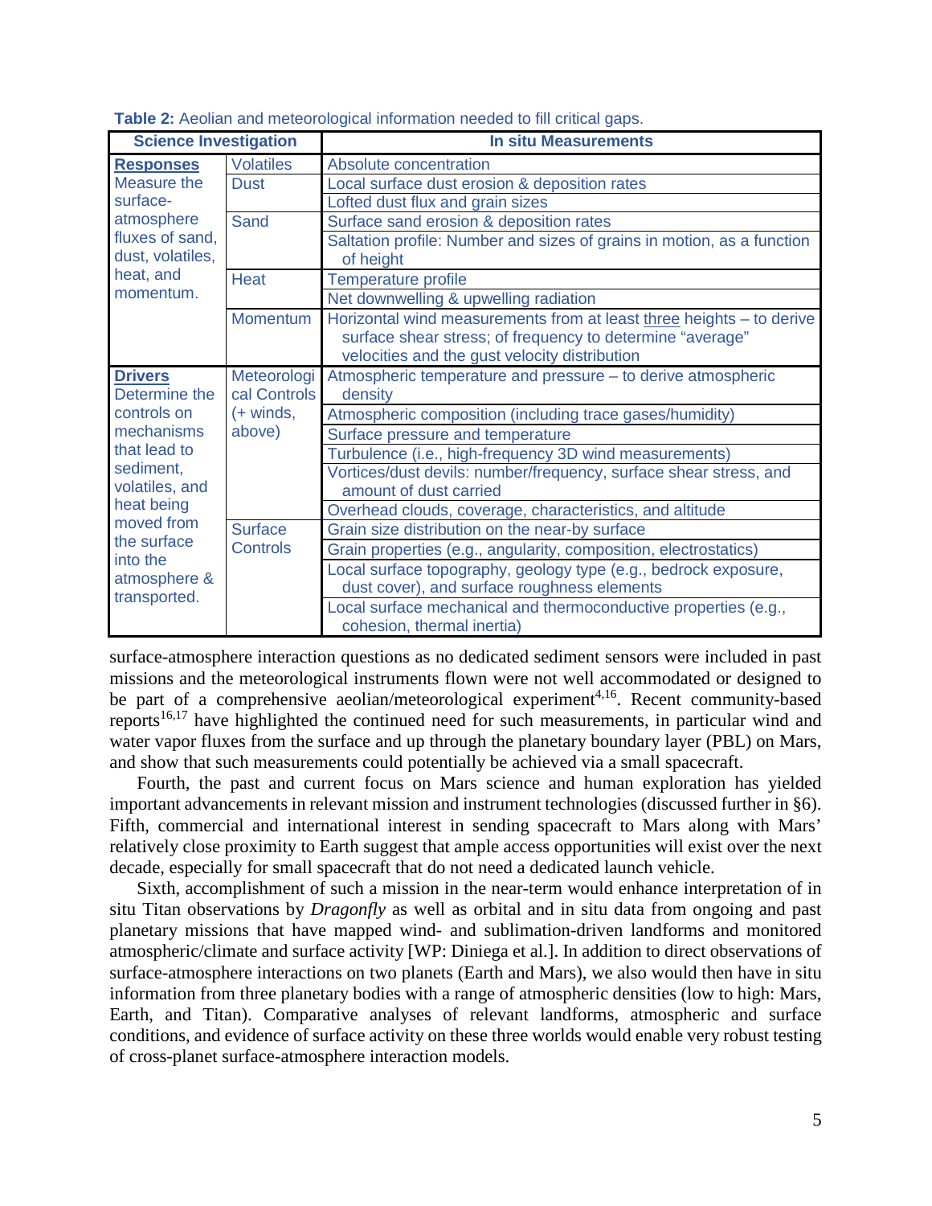**Table 2:** Aeolian and meteorological information needed to fill critical gaps.

| Science Investigation | | In situ Measurements |
|---|---|---|
| **Responses** Measure the surface-atmosphere fluxes of sand, dust, volatiles, heat, and momentum. | Volatiles | Absolute concentration |
| | Dust | Local surface dust erosion & deposition rates |
| | | Lofted dust flux and grain sizes |
| | Sand | Surface sand erosion & deposition rates |
| | | Saltation profile: Number and sizes of grains in motion, as a function of height |
| | Heat | Temperature profile |
| | | Net downwelling & upwelling radiation |
| | Momentum | Horizontal wind measurements from at least three heights – to derive surface shear stress; of frequency to determine "average" velocities and the gust velocity distribution |
| **Drivers** Determine the controls on mechanisms that lead to sediment, volatiles, and heat being moved from the surface into the atmosphere & transported. | Meteorological Controls (+ winds, above) | Atmospheric temperature and pressure – to derive atmospheric density |
| | | Atmospheric composition (including trace gases/humidity) |
| | | Surface pressure and temperature |
| | | Turbulence (i.e., high-frequency 3D wind measurements) |
| | | Vortices/dust devils: number/frequency, surface shear stress, and amount of dust carried |
| | | Overhead clouds, coverage, characteristics, and altitude |
| | Surface Controls | Grain size distribution on the near-by surface |
| | | Grain properties (e.g., angularity, composition, electrostatics) |
| | | Local surface topography, geology type (e.g., bedrock exposure, dust cover), and surface roughness elements |
| | | Local surface mechanical and thermoconductive properties (e.g., cohesion, thermal inertia) |

surface-atmosphere interaction questions as no dedicated sediment sensors were included in past missions and the meteorological instruments flown were not well accommodated or designed to be part of a comprehensive aeolian/meteorological experiment[4,16]. Recent community-based reports[16,17] have highlighted the continued need for such measurements, in particular wind and water vapor fluxes from the surface and up through the planetary boundary layer (PBL) on Mars, and show that such measurements could potentially be achieved via a small spacecraft.

Fourth, the past and current focus on Mars science and human exploration has yielded important advancements in relevant mission and instrument technologies (discussed further in §6). Fifth, commercial and international interest in sending spacecraft to Mars along with Mars' relatively close proximity to Earth suggest that ample access opportunities will exist over the next decade, especially for small spacecraft that do not need a dedicated launch vehicle.

Sixth, accomplishment of such a mission in the near-term would enhance interpretation of in situ Titan observations by *Dragonfly* as well as orbital and in situ data from ongoing and past planetary missions that have mapped wind- and sublimation-driven landforms and monitored atmospheric/climate and surface activity [WP: Diniega et al.]. In addition to direct observations of surface-atmosphere interactions on two planets (Earth and Mars), we also would then have in situ information from three planetary bodies with a range of atmospheric densities (low to high: Mars, Earth, and Titan). Comparative analyses of relevant landforms, atmospheric and surface conditions, and evidence of surface activity on these three worlds would enable very robust testing of cross-planet surface-atmosphere interaction models.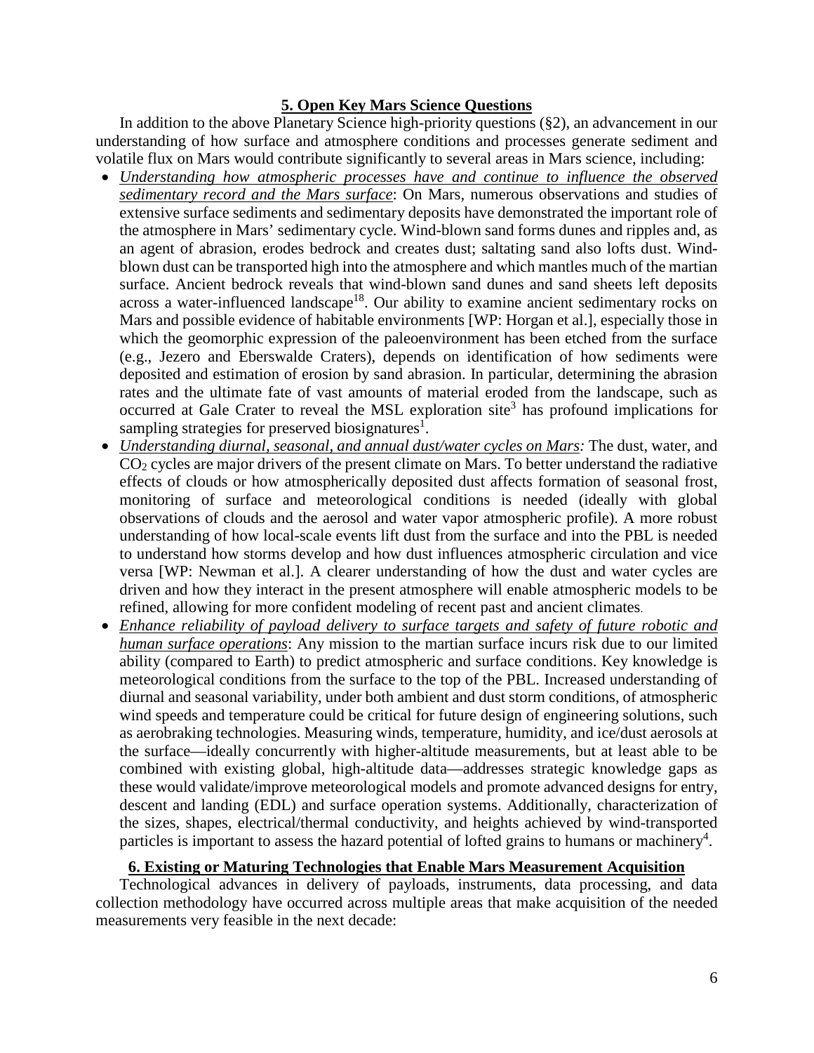## 5. Open Key Mars Science Questions

In addition to the above Planetary Science high-priority questions (§2), an advancement in our understanding of how surface and atmosphere conditions and processes generate sediment and volatile flux on Mars would contribute significantly to several areas in Mars science, including:

- *Understanding how atmospheric processes have and continue to influence the observed sedimentary record and the Mars surface*: On Mars, numerous observations and studies of extensive surface sediments and sedimentary deposits have demonstrated the important role of the atmosphere in Mars' sedimentary cycle. Wind-blown sand forms dunes and ripples and, as an agent of abrasion, erodes bedrock and creates dust; saltating sand also lofts dust. Wind-blown dust can be transported high into the atmosphere and which mantles much of the martian surface. Ancient bedrock reveals that wind-blown sand dunes and sand sheets left deposits across a water-influenced landscape[18]. Our ability to examine ancient sedimentary rocks on Mars and possible evidence of habitable environments [WP: Horgan et al.], especially those in which the geomorphic expression of the paleoenvironment has been etched from the surface (e.g., Jezero and Eberswalde Craters), depends on identification of how sediments were deposited and estimation of erosion by sand abrasion. In particular, determining the abrasion rates and the ultimate fate of vast amounts of material eroded from the landscape, such as occurred at Gale Crater to reveal the MSL exploration site[3] has profound implications for sampling strategies for preserved biosignatures[1].
- *Understanding diurnal, seasonal, and annual dust/water cycles on Mars:* The dust, water, and $CO_2$ cycles are major drivers of the present climate on Mars. To better understand the radiative effects of clouds or how atmospherically deposited dust affects formation of seasonal frost, monitoring of surface and meteorological conditions is needed (ideally with global observations of clouds and the aerosol and water vapor atmospheric profile). A more robust understanding of how local-scale events lift dust from the surface and into the PBL is needed to understand how storms develop and how dust influences atmospheric circulation and vice versa [WP: Newman et al.]. A clearer understanding of how the dust and water cycles are driven and how they interact in the present atmosphere will enable atmospheric models to be refined, allowing for more confident modeling of recent past and ancient climates.
- *Enhance reliability of payload delivery to surface targets and safety of future robotic and human surface operations*: Any mission to the martian surface incurs risk due to our limited ability (compared to Earth) to predict atmospheric and surface conditions. Key knowledge is meteorological conditions from the surface to the top of the PBL. Increased understanding of diurnal and seasonal variability, under both ambient and dust storm conditions, of atmospheric wind speeds and temperature could be critical for future design of engineering solutions, such as aerobraking technologies. Measuring winds, temperature, humidity, and ice/dust aerosols at the surface—ideally concurrently with higher-altitude measurements, but at least able to be combined with existing global, high-altitude data—addresses strategic knowledge gaps as these would validate/improve meteorological models and promote advanced designs for entry, descent and landing (EDL) and surface operation systems. Additionally, characterization of the sizes, shapes, electrical/thermal conductivity, and heights achieved by wind-transported particles is important to assess the hazard potential of lofted grains to humans or machinery[4].

## 6. Existing or Maturing Technologies that Enable Mars Measurement Acquisition

Technological advances in delivery of payloads, instruments, data processing, and data collection methodology have occurred across multiple areas that make acquisition of the needed measurements very feasible in the next decade: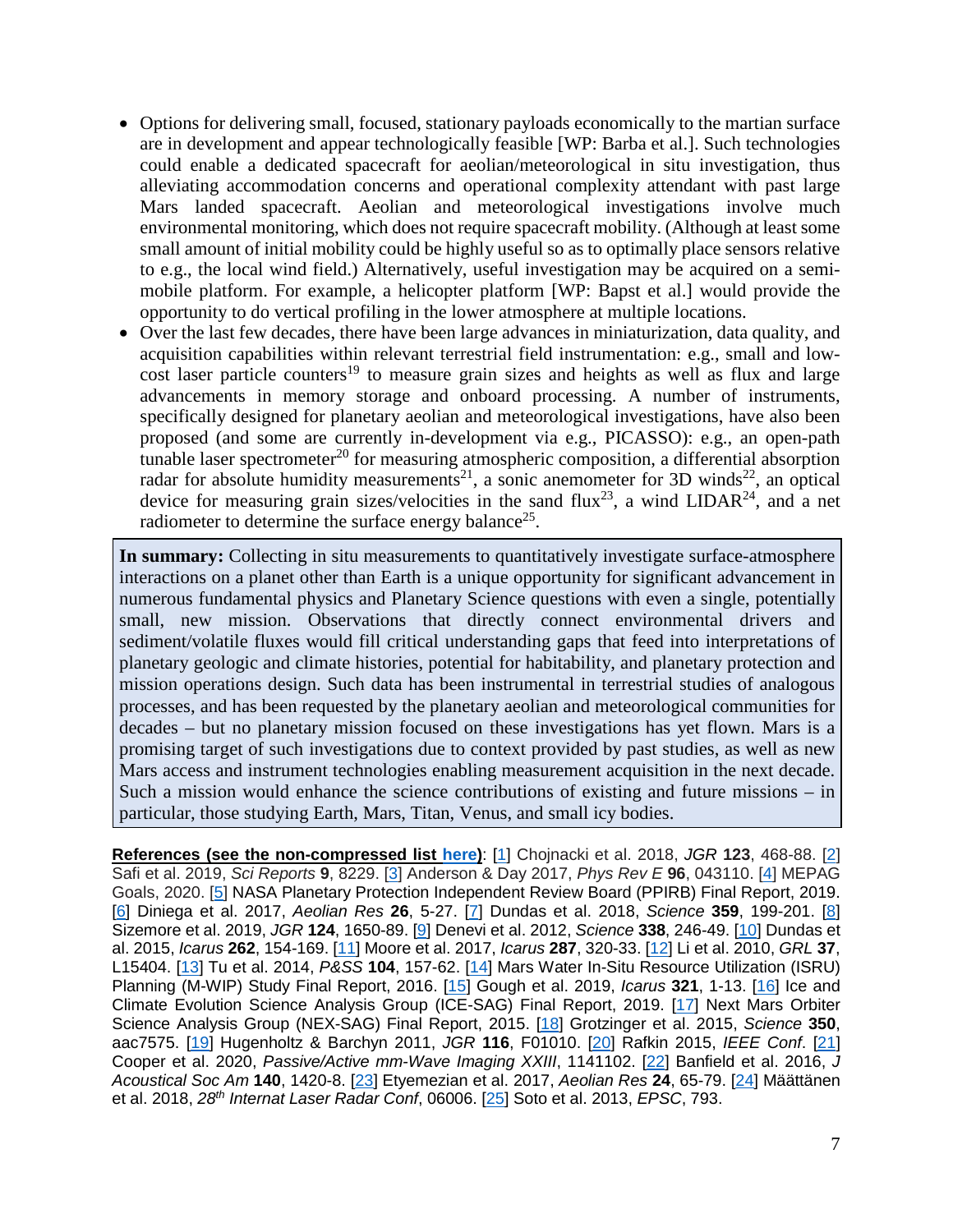- Options for delivering small, focused, stationary payloads economically to the martian surface are in development and appear technologically feasible [WP: Barba et al.]. Such technologies could enable a dedicated spacecraft for aeolian/meteorological in situ investigation, thus alleviating accommodation concerns and operational complexity attendant with past large Mars landed spacecraft. Aeolian and meteorological investigations involve much environmental monitoring, which does not require spacecraft mobility. (Although at least some small amount of initial mobility could be highly useful so as to optimally place sensors relative to e.g., the local wind field.) Alternatively, useful investigation may be acquired on a semi-mobile platform. For example, a helicopter platform [WP: Bapst et al.] would provide the opportunity to do vertical profiling in the lower atmosphere at multiple locations.
- Over the last few decades, there have been large advances in miniaturization, data quality, and acquisition capabilities within relevant terrestrial field instrumentation: e.g., small and low-cost laser particle counters[19] to measure grain sizes and heights as well as flux and large advancements in memory storage and onboard processing. A number of instruments, specifically designed for planetary aeolian and meteorological investigations, have also been proposed (and some are currently in-development via e.g., PICASSO): e.g., an open-path tunable laser spectrometer[20] for measuring atmospheric composition, a differential absorption radar for absolute humidity measurements[21], a sonic anemometer for 3D winds[22], an optical device for measuring grain sizes/velocities in the sand flux[23], a wind LIDAR[24], and a net radiometer to determine the surface energy balance[25].

**In summary:** Collecting in situ measurements to quantitatively investigate surface-atmosphere interactions on a planet other than Earth is a unique opportunity for significant advancement in numerous fundamental physics and Planetary Science questions with even a single, potentially small, new mission. Observations that directly connect environmental drivers and sediment/volatile fluxes would fill critical understanding gaps that feed into interpretations of planetary geologic and climate histories, potential for habitability, and planetary protection and mission operations design. Such data has been instrumental in terrestrial studies of analogous processes, and has been requested by the planetary aeolian and meteorological communities for decades – but no planetary mission focused on these investigations has yet flown. Mars is a promising target of such investigations due to context provided by past studies, as well as new Mars access and instrument technologies enabling measurement acquisition in the next decade. Such a mission would enhance the science contributions of existing and future missions – in particular, those studying Earth, Mars, Titan, Venus, and small icy bodies.

**References (see the non-compressed list here)**: [1] Chojnacki et al. 2018, *JGR* **123**, 468-88. [2] Safi et al. 2019, *Sci Reports* **9**, 8229. [3] Anderson & Day 2017, *Phys Rev E* **96**, 043110. [4] MEPAG Goals, 2020. [5] NASA Planetary Protection Independent Review Board (PPIRB) Final Report, 2019. [6] Diniega et al. 2017, *Aeolian Res* **26**, 5-27. [7] Dundas et al. 2018, *Science* **359**, 199-201. [8] Sizemore et al. 2019, *JGR* **124**, 1650-89. [9] Denevi et al. 2012, *Science* **338**, 246-49. [10] Dundas et al. 2015, *Icarus* **262**, 154-169. [11] Moore et al. 2017, *Icarus* **287**, 320-33. [12] Li et al. 2010, *GRL* **37**, L15404. [13] Tu et al. 2014, *P&SS* **104**, 157-62. [14] Mars Water In-Situ Resource Utilization (ISRU) Planning (M-WIP) Study Final Report, 2016. [15] Gough et al. 2019, *Icarus* **321**, 1-13. [16] Ice and Climate Evolution Science Analysis Group (ICE-SAG) Final Report, 2019. [17] Next Mars Orbiter Science Analysis Group (NEX-SAG) Final Report, 2015. [18] Grotzinger et al. 2015, *Science* **350**, aac7575. [19] Hugenholtz & Barchyn 2011, *JGR* **116**, F01010. [20] Rafkin 2015, *IEEE Conf*. [21] Cooper et al. 2020, *Passive/Active mm-Wave Imaging XXIII*, 1141102. [22] Banfield et al. 2016, *J Acoustical Soc Am* **140**, 1420-8. [23] Etyemezian et al. 2017, *Aeolian Res* **24**, 65-79. [24] Määttänen et al. 2018, *28th Internat Laser Radar Conf*, 06006. [25] Soto et al. 2013, *EPSC*, 793.